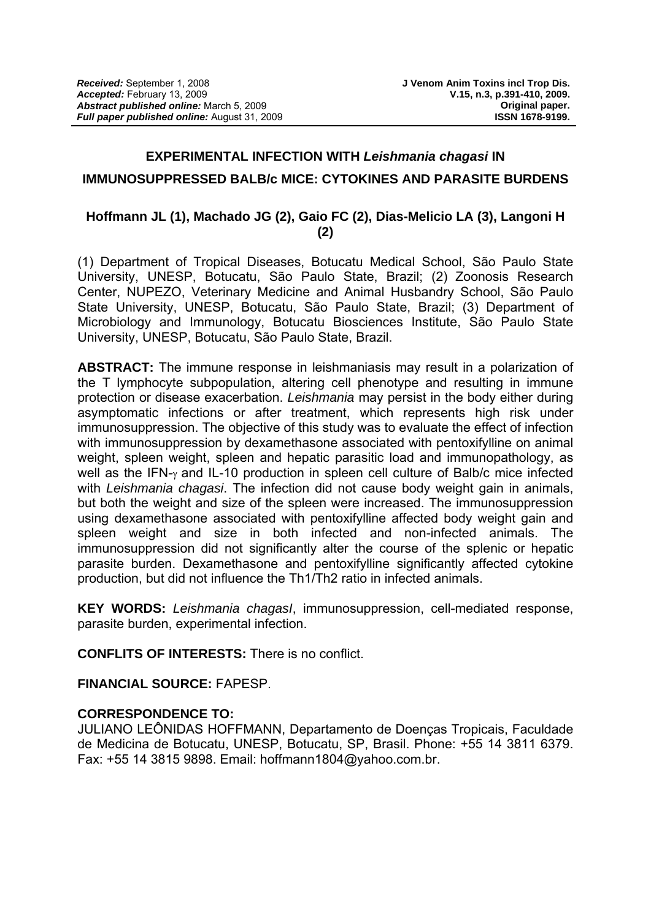**Received:** September 1, 2008
**Accepted:** February 13, 2009
**Abstract published online:** March 5, 2009
**Full paper published online:** August 31, 2009

**J Venom Anim Toxins incl Trop Dis.**
**V.15, n.3, p.391-410, 2009.**
**Original paper.**
**ISSN 1678-9199.**

# EXPERIMENTAL INFECTION WITH *Leishmania chagasi* IN IMMUNOSUPPRESSED BALB/c MICE: CYTOKINES AND PARASITE BURDENS

**Hoffmann JL (1), Machado JG (2), Gaio FC (2), Dias-Melicio LA (3), Langoni H (2)**

(1) Department of Tropical Diseases, Botucatu Medical School, São Paulo State University, UNESP, Botucatu, São Paulo State, Brazil; (2) Zoonosis Research Center, NUPEZO, Veterinary Medicine and Animal Husbandry School, São Paulo State University, UNESP, Botucatu, São Paulo State, Brazil; (3) Department of Microbiology and Immunology, Botucatu Biosciences Institute, São Paulo State University, UNESP, Botucatu, São Paulo State, Brazil.

**ABSTRACT:** The immune response in leishmaniasis may result in a polarization of the T lymphocyte subpopulation, altering cell phenotype and resulting in immune protection or disease exacerbation. *Leishmania* may persist in the body either during asymptomatic infections or after treatment, which represents high risk under immunosuppression. The objective of this study was to evaluate the effect of infection with immunosuppression by dexamethasone associated with pentoxifylline on animal weight, spleen weight, spleen and hepatic parasitic load and immunopathology, as well as the IFN-$\gamma$ and IL-10 production in spleen cell culture of Balb/c mice infected with *Leishmania chagasi*. The infection did not cause body weight gain in animals, but both the weight and size of the spleen were increased. The immunosuppression using dexamethasone associated with pentoxifylline affected body weight gain and spleen weight and size in both infected and non-infected animals. The immunosuppression did not significantly alter the course of the splenic or hepatic parasite burden. Dexamethasone and pentoxifylline significantly affected cytokine production, but did not influence the Th1/Th2 ratio in infected animals.

**KEY WORDS:** *Leishmania chagasI*, immunosuppression, cell-mediated response, parasite burden, experimental infection.

**CONFLITS OF INTERESTS:** There is no conflict.

**FINANCIAL SOURCE:** FAPESP.

**CORRESPONDENCE TO:**
JULIANO LEÔNIDAS HOFFMANN, Departamento de Doenças Tropicais, Faculdade de Medicina de Botucatu, UNESP, Botucatu, SP, Brasil. Phone: +55 14 3811 6379. Fax: +55 14 3815 9898. Email: hoffmann1804@yahoo.com.br.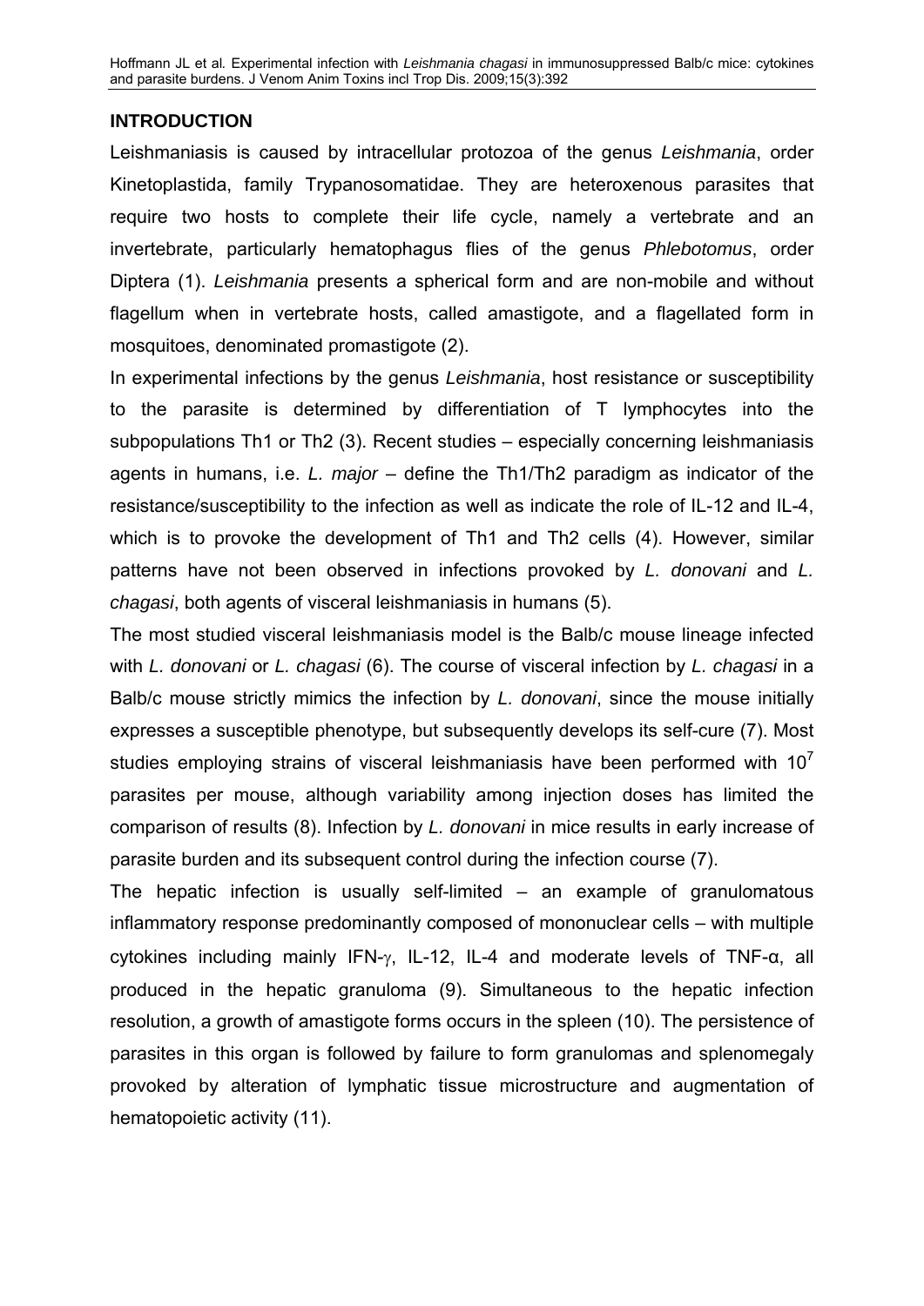## INTRODUCTION

Leishmaniasis is caused by intracellular protozoa of the genus *Leishmania*, order Kinetoplastida, family Trypanosomatidae. They are heteroxenous parasites that require two hosts to complete their life cycle, namely a vertebrate and an invertebrate, particularly hematophagus flies of the genus *Phlebotomus*, order Diptera (1). *Leishmania* presents a spherical form and are non-mobile and without flagellum when in vertebrate hosts, called amastigote, and a flagellated form in mosquitoes, denominated promastigote (2).

In experimental infections by the genus *Leishmania*, host resistance or susceptibility to the parasite is determined by differentiation of T lymphocytes into the subpopulations Th1 or Th2 (3). Recent studies – especially concerning leishmaniasis agents in humans, i.e. *L. major* – define the Th1/Th2 paradigm as indicator of the resistance/susceptibility to the infection as well as indicate the role of IL-12 and IL-4, which is to provoke the development of Th1 and Th2 cells (4). However, similar patterns have not been observed in infections provoked by *L. donovani* and *L. chagasi*, both agents of visceral leishmaniasis in humans (5).

The most studied visceral leishmaniasis model is the Balb/c mouse lineage infected with *L. donovani* or *L. chagasi* (6). The course of visceral infection by *L. chagasi* in a Balb/c mouse strictly mimics the infection by *L. donovani*, since the mouse initially expresses a susceptible phenotype, but subsequently develops its self-cure (7). Most studies employing strains of visceral leishmaniasis have been performed with $10^7$ parasites per mouse, although variability among injection doses has limited the comparison of results (8). Infection by *L. donovani* in mice results in early increase of parasite burden and its subsequent control during the infection course (7).

The hepatic infection is usually self-limited – an example of granulomatous inflammatory response predominantly composed of mononuclear cells – with multiple cytokines including mainly IFN-γ, IL-12, IL-4 and moderate levels of TNF-α, all produced in the hepatic granuloma (9). Simultaneous to the hepatic infection resolution, a growth of amastigote forms occurs in the spleen (10). The persistence of parasites in this organ is followed by failure to form granulomas and splenomegaly provoked by alteration of lymphatic tissue microstructure and augmentation of hematopoietic activity (11).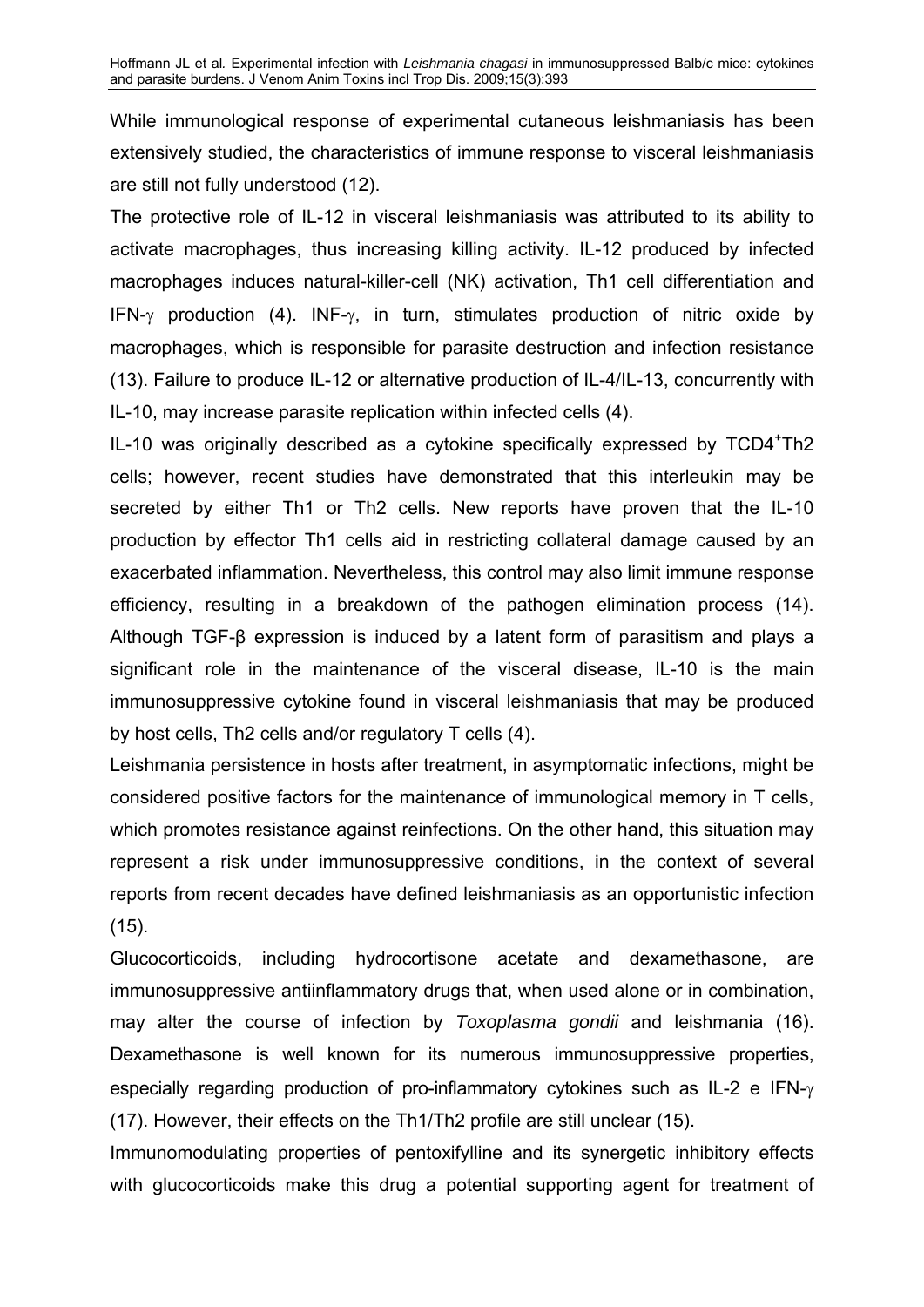While immunological response of experimental cutaneous leishmaniasis has been extensively studied, the characteristics of immune response to visceral leishmaniasis are still not fully understood (12).

The protective role of IL-12 in visceral leishmaniasis was attributed to its ability to activate macrophages, thus increasing killing activity. IL-12 produced by infected macrophages induces natural-killer-cell (NK) activation, Th1 cell differentiation and IFN-γ production (4). INF-γ, in turn, stimulates production of nitric oxide by macrophages, which is responsible for parasite destruction and infection resistance (13). Failure to produce IL-12 or alternative production of IL-4/IL-13, concurrently with IL-10, may increase parasite replication within infected cells (4).

IL-10 was originally described as a cytokine specifically expressed by $TCD4^{+}$Th2 cells; however, recent studies have demonstrated that this interleukin may be secreted by either Th1 or Th2 cells. New reports have proven that the IL-10 production by effector Th1 cells aid in restricting collateral damage caused by an exacerbated inflammation. Nevertheless, this control may also limit immune response efficiency, resulting in a breakdown of the pathogen elimination process (14). Although TGF-β expression is induced by a latent form of parasitism and plays a significant role in the maintenance of the visceral disease, IL-10 is the main immunosuppressive cytokine found in visceral leishmaniasis that may be produced by host cells, Th2 cells and/or regulatory T cells (4).

Leishmania persistence in hosts after treatment, in asymptomatic infections, might be considered positive factors for the maintenance of immunological memory in T cells, which promotes resistance against reinfections. On the other hand, this situation may represent a risk under immunosuppressive conditions, in the context of several reports from recent decades have defined leishmaniasis as an opportunistic infection (15).

Glucocorticoids, including hydrocortisone acetate and dexamethasone, are immunosuppressive antiinflammatory drugs that, when used alone or in combination, may alter the course of infection by *Toxoplasma gondii* and leishmania (16). Dexamethasone is well known for its numerous immunosuppressive properties, especially regarding production of pro-inflammatory cytokines such as IL-2 e IFN-γ (17). However, their effects on the Th1/Th2 profile are still unclear (15).

Immunomodulating properties of pentoxifylline and its synergetic inhibitory effects with glucocorticoids make this drug a potential supporting agent for treatment of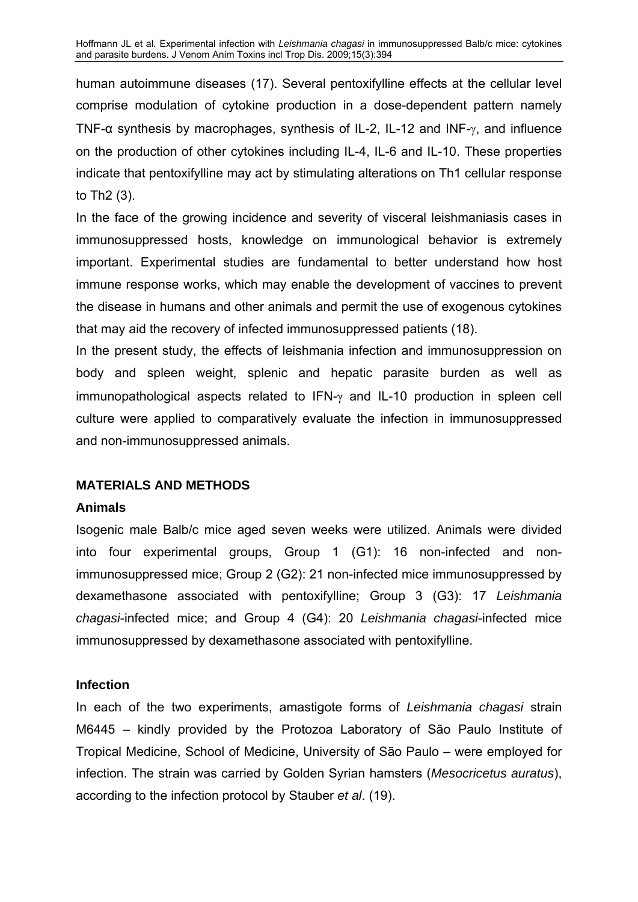human autoimmune diseases (17). Several pentoxifylline effects at the cellular level comprise modulation of cytokine production in a dose-dependent pattern namely TNF-α synthesis by macrophages, synthesis of IL-2, IL-12 and INF-γ, and influence on the production of other cytokines including IL-4, IL-6 and IL-10. These properties indicate that pentoxifylline may act by stimulating alterations on Th1 cellular response to Th2 (3).

In the face of the growing incidence and severity of visceral leishmaniasis cases in immunosuppressed hosts, knowledge on immunological behavior is extremely important. Experimental studies are fundamental to better understand how host immune response works, which may enable the development of vaccines to prevent the disease in humans and other animals and permit the use of exogenous cytokines that may aid the recovery of infected immunosuppressed patients (18).

In the present study, the effects of leishmania infection and immunosuppression on body and spleen weight, splenic and hepatic parasite burden as well as immunopathological aspects related to IFN-γ and IL-10 production in spleen cell culture were applied to comparatively evaluate the infection in immunosuppressed and non-immunosuppressed animals.

## MATERIALS AND METHODS

### Animals

Isogenic male Balb/c mice aged seven weeks were utilized. Animals were divided into four experimental groups, Group 1 (G1): 16 non-infected and non-immunosuppressed mice; Group 2 (G2): 21 non-infected mice immunosuppressed by dexamethasone associated with pentoxifylline; Group 3 (G3): 17 *Leishmania chagasi*-infected mice; and Group 4 (G4): 20 *Leishmania chagasi*-infected mice immunosuppressed by dexamethasone associated with pentoxifylline.

### Infection

In each of the two experiments, amastigote forms of *Leishmania chagasi* strain M6445 – kindly provided by the Protozoa Laboratory of São Paulo Institute of Tropical Medicine, School of Medicine, University of São Paulo – were employed for infection. The strain was carried by Golden Syrian hamsters (*Mesocricetus auratus*), according to the infection protocol by Stauber *et al*. (19).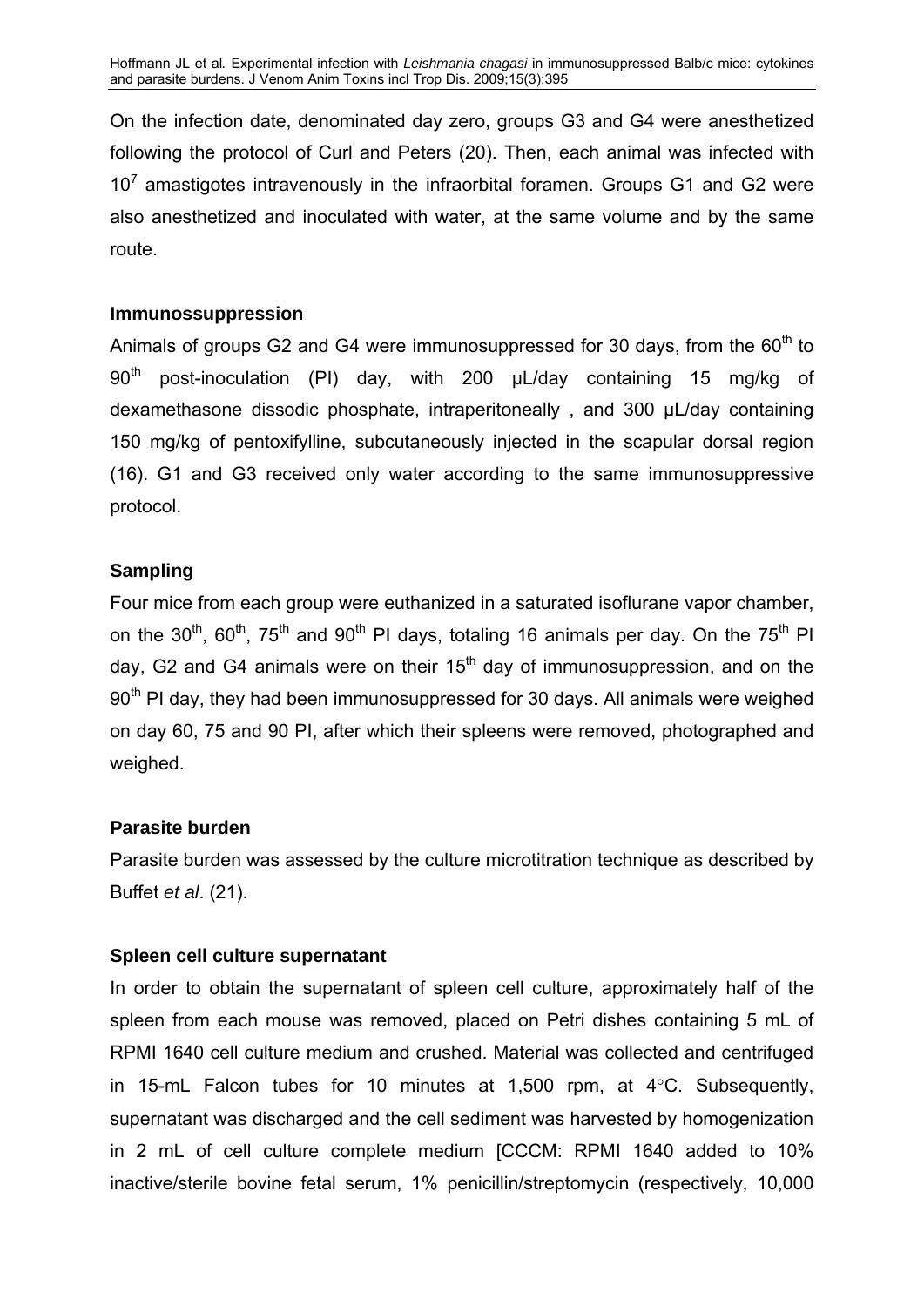On the infection date, denominated day zero, groups G3 and G4 were anesthetized following the protocol of Curl and Peters (20). Then, each animal was infected with $10^7$ amastigotes intravenously in the infraorbital foramen. Groups G1 and G2 were also anesthetized and inoculated with water, at the same volume and by the same route.

### Immunossuppression

Animals of groups G2 and G4 were immunosuppressed for 30 days, from the $60^{th}$ to $90^{th}$ post-inoculation (PI) day, with 200 µL/day containing 15 mg/kg of dexamethasone dissodic phosphate, intraperitoneally , and 300 µL/day containing 150 mg/kg of pentoxifylline, subcutaneously injected in the scapular dorsal region (16). G1 and G3 received only water according to the same immunosuppressive protocol.

### Sampling

Four mice from each group were euthanized in a saturated isoflurane vapor chamber, on the $30^{th}$, $60^{th}$, $75^{th}$ and $90^{th}$ PI days, totaling 16 animals per day. On the $75^{th}$ PI day, G2 and G4 animals were on their $15^{th}$ day of immunosuppression, and on the $90^{th}$ PI day, they had been immunosuppressed for 30 days. All animals were weighed on day 60, 75 and 90 PI, after which their spleens were removed, photographed and weighed.

### Parasite burden

Parasite burden was assessed by the culture microtitration technique as described by Buffet *et al*. (21).

### Spleen cell culture supernatant

In order to obtain the supernatant of spleen cell culture, approximately half of the spleen from each mouse was removed, placed on Petri dishes containing 5 mL of RPMI 1640 cell culture medium and crushed. Material was collected and centrifuged in 15-mL Falcon tubes for 10 minutes at 1,500 rpm, at 4°C. Subsequently, supernatant was discharged and the cell sediment was harvested by homogenization in 2 mL of cell culture complete medium [CCCM: RPMI 1640 added to 10% inactive/sterile bovine fetal serum, 1% penicillin/streptomycin (respectively, 10,000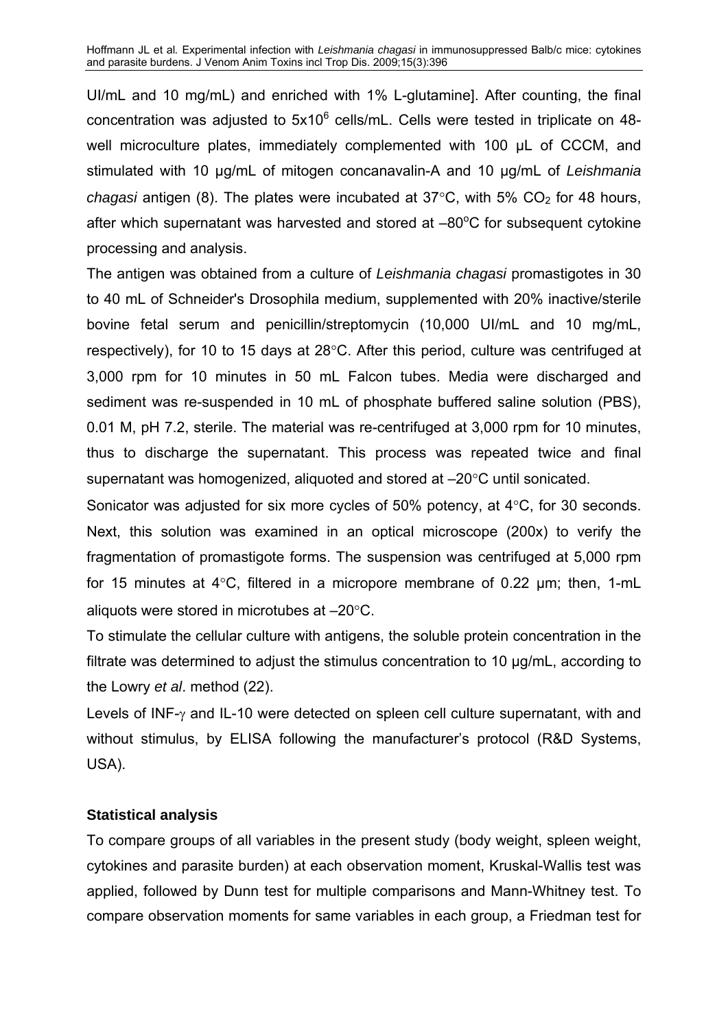UI/mL and 10 mg/mL) and enriched with 1% L-glutamine]. After counting, the final concentration was adjusted to $5 \times 10^6$ cells/mL. Cells were tested in triplicate on 48-well microculture plates, immediately complemented with 100 µL of CCCM, and stimulated with 10 µg/mL of mitogen concanavalin-A and 10 µg/mL of *Leishmania chagasi* antigen (8). The plates were incubated at 37°C, with 5% $CO_2$ for 48 hours, after which supernatant was harvested and stored at –80°C for subsequent cytokine processing and analysis.

The antigen was obtained from a culture of *Leishmania chagasi* promastigotes in 30 to 40 mL of Schneider's Drosophila medium, supplemented with 20% inactive/sterile bovine fetal serum and penicillin/streptomycin (10,000 UI/mL and 10 mg/mL, respectively), for 10 to 15 days at 28°C. After this period, culture was centrifuged at 3,000 rpm for 10 minutes in 50 mL Falcon tubes. Media were discharged and sediment was re-suspended in 10 mL of phosphate buffered saline solution (PBS), 0.01 M, pH 7.2, sterile. The material was re-centrifuged at 3,000 rpm for 10 minutes, thus to discharge the supernatant. This process was repeated twice and final supernatant was homogenized, aliquoted and stored at –20°C until sonicated.

Sonicator was adjusted for six more cycles of 50% potency, at 4°C, for 30 seconds. Next, this solution was examined in an optical microscope (200x) to verify the fragmentation of promastigote forms. The suspension was centrifuged at 5,000 rpm for 15 minutes at 4°C, filtered in a micropore membrane of 0.22 µm; then, 1-mL aliquots were stored in microtubes at –20°C.

To stimulate the cellular culture with antigens, the soluble protein concentration in the filtrate was determined to adjust the stimulus concentration to 10 µg/mL, according to the Lowry *et al*. method (22).

Levels of INF-γ and IL-10 were detected on spleen cell culture supernatant, with and without stimulus, by ELISA following the manufacturer's protocol (R&D Systems, USA).

**Statistical analysis**

To compare groups of all variables in the present study (body weight, spleen weight, cytokines and parasite burden) at each observation moment, Kruskal-Wallis test was applied, followed by Dunn test for multiple comparisons and Mann-Whitney test. To compare observation moments for same variables in each group, a Friedman test for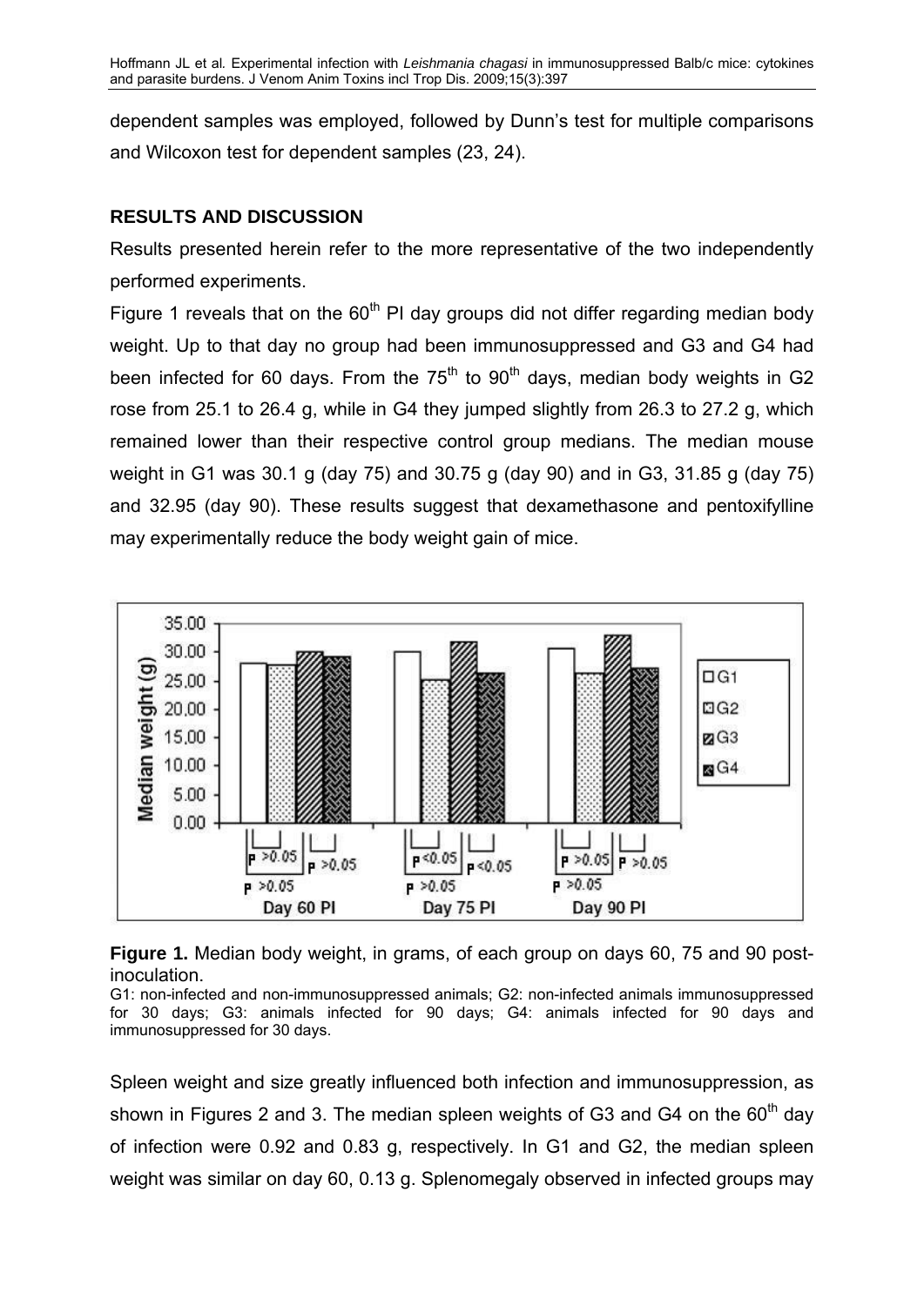dependent samples was employed, followed by Dunn's test for multiple comparisons and Wilcoxon test for dependent samples (23, 24).

## RESULTS AND DISCUSSION

Results presented herein refer to the more representative of the two independently performed experiments.

Figure 1 reveals that on the 60th PI day groups did not differ regarding median body weight. Up to that day no group had been immunosuppressed and G3 and G4 had been infected for 60 days. From the 75th to 90th days, median body weights in G2 rose from 25.1 to 26.4 g, while in G4 they jumped slightly from 26.3 to 27.2 g, which remained lower than their respective control group medians. The median mouse weight in G1 was 30.1 g (day 75) and 30.75 g (day 90) and in G3, 31.85 g (day 75) and 32.95 (day 90). These results suggest that dexamethasone and pentoxifylline may experimentally reduce the body weight gain of mice.

**Figure 1.** Median body weight, in grams, of each group on days 60, 75 and 90 post-inoculation.

G1: non-infected and non-immunosuppressed animals; G2: non-infected animals immunosuppressed for 30 days; G3: animals infected for 90 days; G4: animals infected for 90 days and immunosuppressed for 30 days.

Spleen weight and size greatly influenced both infection and immunosuppression, as shown in Figures 2 and 3. The median spleen weights of G3 and G4 on the 60th day of infection were 0.92 and 0.83 g, respectively. In G1 and G2, the median spleen weight was similar on day 60, 0.13 g. Splenomegaly observed in infected groups may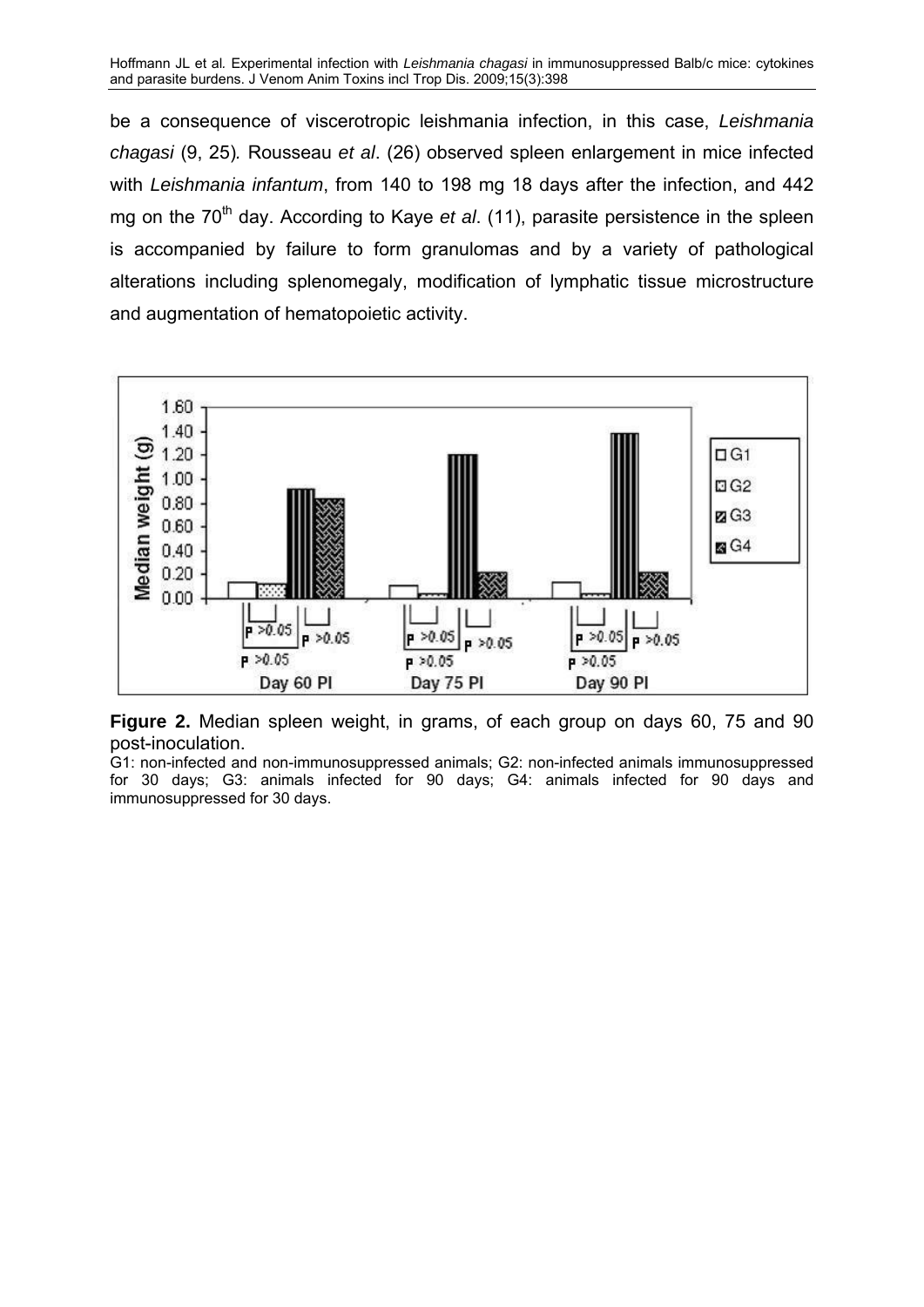be a consequence of viscerotropic leishmania infection, in this case, *Leishmania chagasi* (9, 25)*.* Rousseau *et al*. (26) observed spleen enlargement in mice infected with *Leishmania infantum*, from 140 to 198 mg 18 days after the infection, and 442 mg on the 70th day. According to Kaye *et al*. (11), parasite persistence in the spleen is accompanied by failure to form granulomas and by a variety of pathological alterations including splenomegaly, modification of lymphatic tissue microstructure and augmentation of hematopoietic activity.

**Figure 2.** Median spleen weight, in grams, of each group on days 60, 75 and 90 post-inoculation.

G1: non-infected and non-immunosuppressed animals; G2: non-infected animals immunosuppressed for 30 days; G3: animals infected for 90 days; G4: animals infected for 90 days and immunosuppressed for 30 days.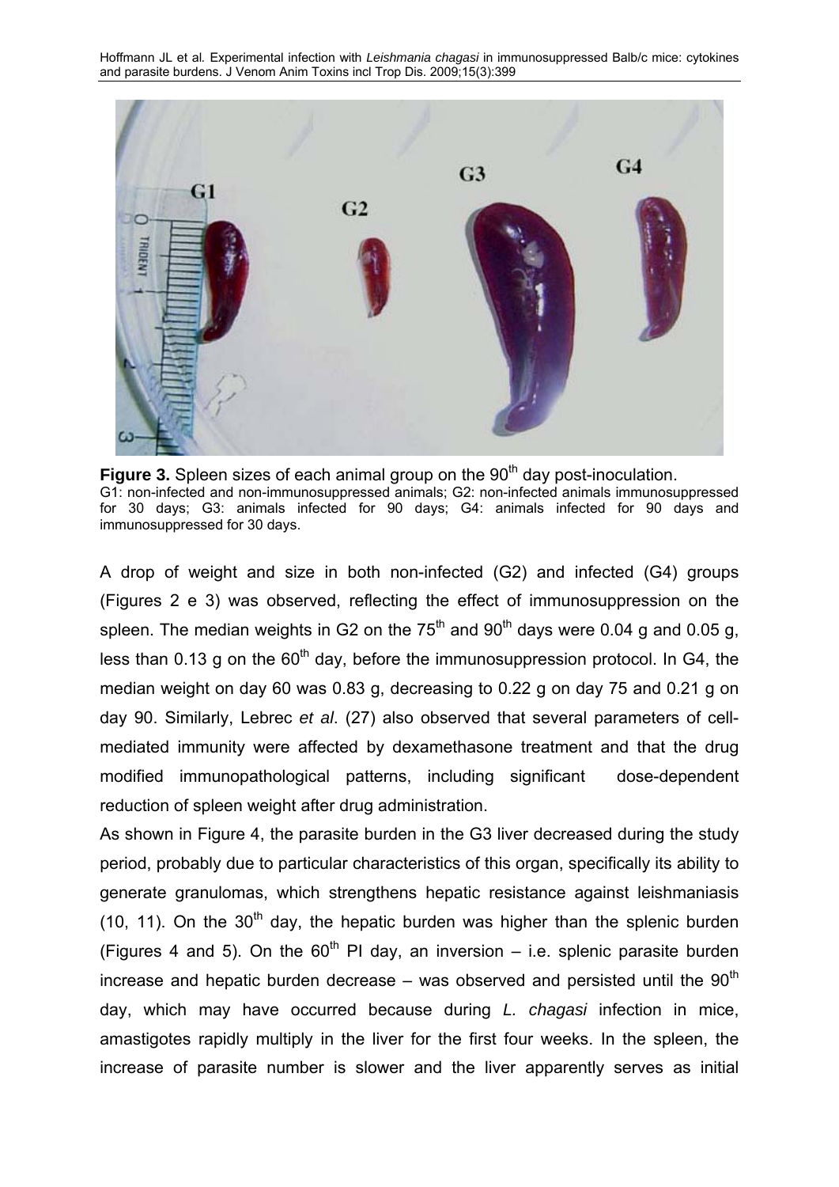**Figure 3.** Spleen sizes of each animal group on the 90th day post-inoculation.
G1: non-infected and non-immunosuppressed animals; G2: non-infected animals immunosuppressed for 30 days; G3: animals infected for 90 days; G4: animals infected for 90 days and immunosuppressed for 30 days.

A drop of weight and size in both non-infected (G2) and infected (G4) groups (Figures 2 e 3) was observed, reflecting the effect of immunosuppression on the spleen. The median weights in G2 on the 75th and 90th days were 0.04 g and 0.05 g, less than 0.13 g on the 60th day, before the immunosuppression protocol. In G4, the median weight on day 60 was 0.83 g, decreasing to 0.22 g on day 75 and 0.21 g on day 90. Similarly, Lebrec *et al*. (27) also observed that several parameters of cell-mediated immunity were affected by dexamethasone treatment and that the drug modified immunopathological patterns, including significant dose-dependent reduction of spleen weight after drug administration.

As shown in Figure 4, the parasite burden in the G3 liver decreased during the study period, probably due to particular characteristics of this organ, specifically its ability to generate granulomas, which strengthens hepatic resistance against leishmaniasis (10, 11). On the 30th day, the hepatic burden was higher than the splenic burden (Figures 4 and 5). On the 60th PI day, an inversion – i.e. splenic parasite burden increase and hepatic burden decrease – was observed and persisted until the 90th day, which may have occurred because during *L. chagasi* infection in mice, amastigotes rapidly multiply in the liver for the first four weeks. In the spleen, the increase of parasite number is slower and the liver apparently serves as initial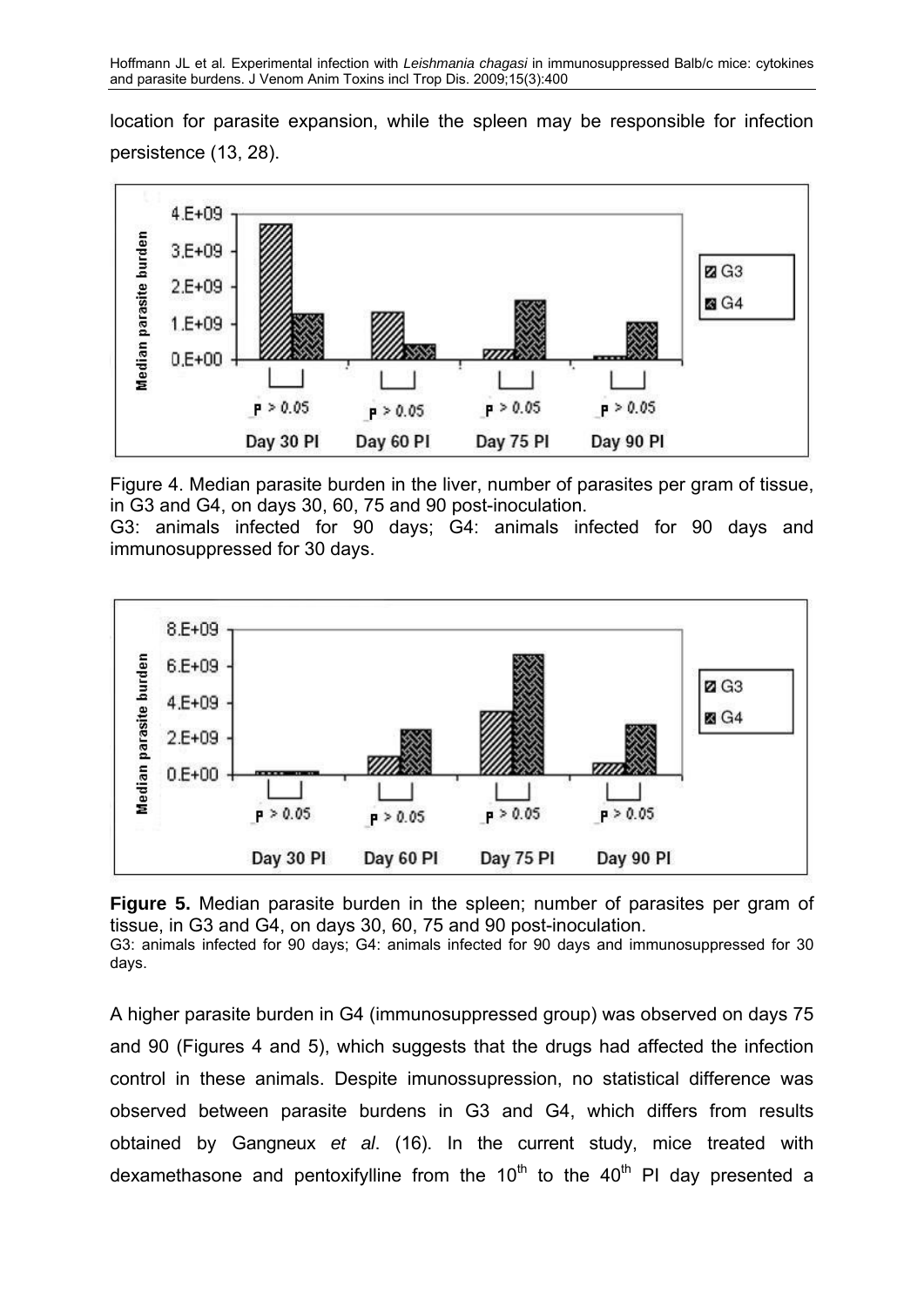location for parasite expansion, while the spleen may be responsible for infection persistence (13, 28).

Figure 4. Median parasite burden in the liver, number of parasites per gram of tissue, in G3 and G4, on days 30, 60, 75 and 90 post-inoculation.
G3: animals infected for 90 days; G4: animals infected for 90 days and immunosuppressed for 30 days.

**Figure 5.** Median parasite burden in the spleen; number of parasites per gram of tissue, in G3 and G4, on days 30, 60, 75 and 90 post-inoculation.
G3: animals infected for 90 days; G4: animals infected for 90 days and immunosuppressed for 30 days.

A higher parasite burden in G4 (immunosuppressed group) was observed on days 75 and 90 (Figures 4 and 5), which suggests that the drugs had affected the infection control in these animals. Despite imunossupression, no statistical difference was observed between parasite burdens in G3 and G4, which differs from results obtained by Gangneux *et al*. (16). In the current study, mice treated with dexamethasone and pentoxifylline from the 10th to the 40th PI day presented a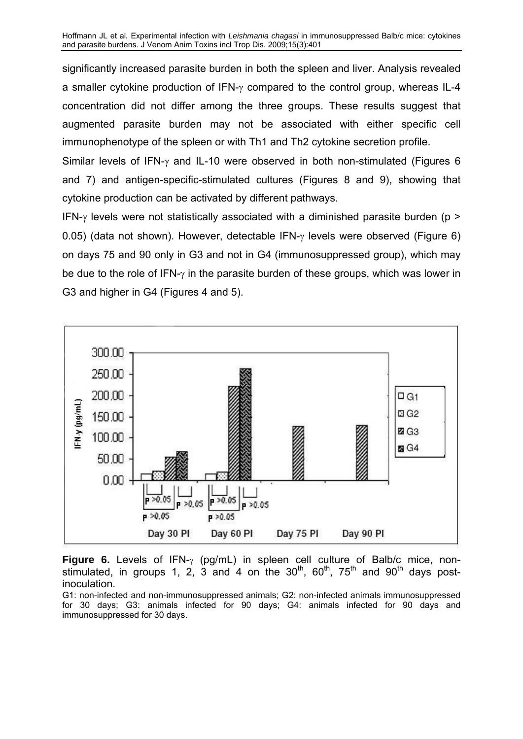significantly increased parasite burden in both the spleen and liver. Analysis revealed a smaller cytokine production of IFN-γ compared to the control group, whereas IL-4 concentration did not differ among the three groups. These results suggest that augmented parasite burden may not be associated with either specific cell immunophenotype of the spleen or with Th1 and Th2 cytokine secretion profile.

Similar levels of IFN-γ and IL-10 were observed in both non-stimulated (Figures 6 and 7) and antigen-specific-stimulated cultures (Figures 8 and 9), showing that cytokine production can be activated by different pathways.

IFN-γ levels were not statistically associated with a diminished parasite burden ($p > 0.05$) (data not shown). However, detectable IFN-γ levels were observed (Figure 6) on days 75 and 90 only in G3 and not in G4 (immunosuppressed group), which may be due to the role of IFN-γ in the parasite burden of these groups, which was lower in G3 and higher in G4 (Figures 4 and 5).

**Figure 6.** Levels of IFN-γ (pg/mL) in spleen cell culture of Balb/c mice, non-stimulated, in groups 1, 2, 3 and 4 on the 30th, 60th, 75th and 90th days post-inoculation.

G1: non-infected and non-immunosuppressed animals; G2: non-infected animals immunosuppressed for 30 days; G3: animals infected for 90 days; G4: animals infected for 90 days and immunosuppressed for 30 days.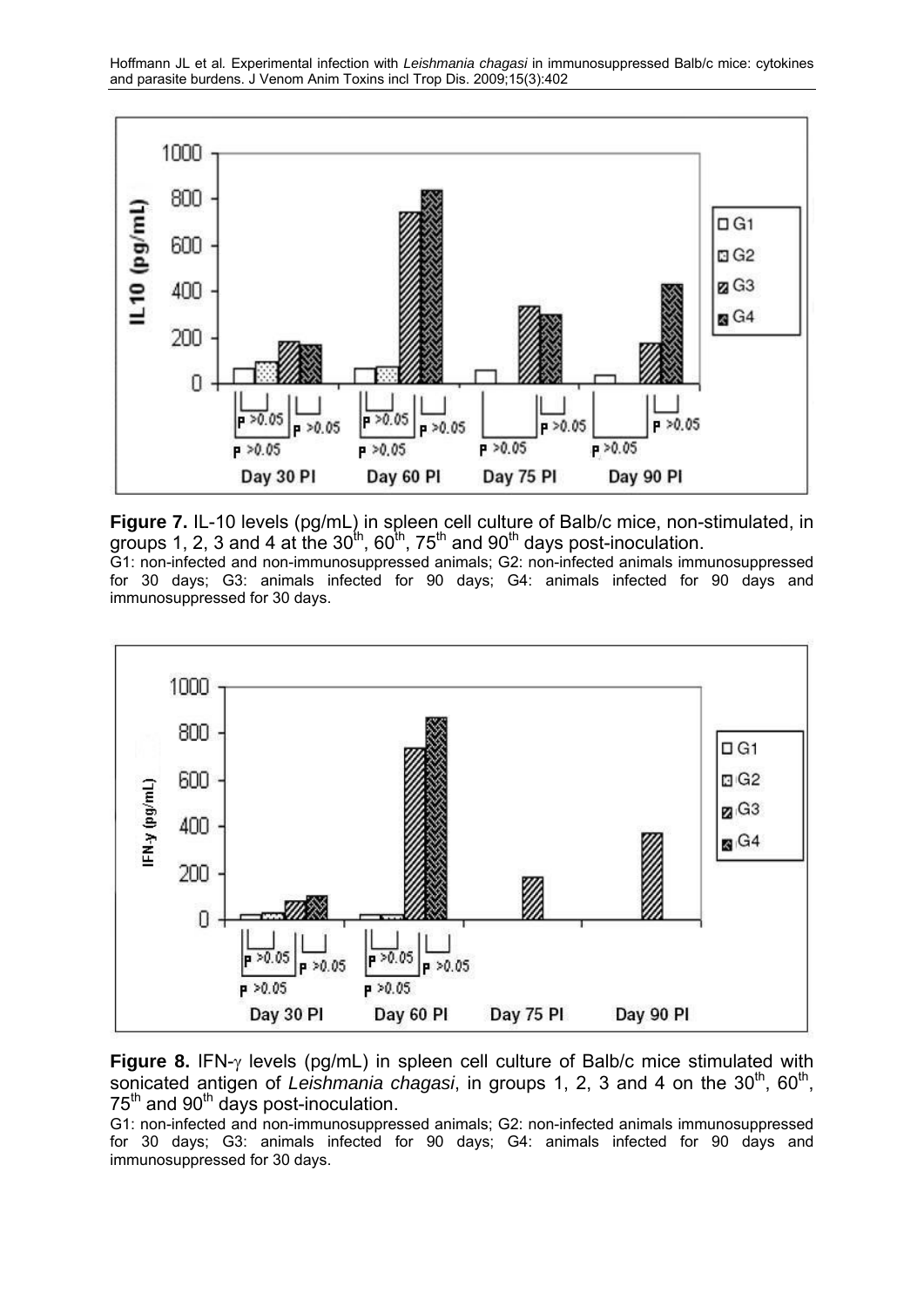**Figure 7.** IL-10 levels (pg/mL) in spleen cell culture of Balb/c mice, non-stimulated, in groups 1, 2, 3 and 4 at the 30$^{th}$, 60$^{th}$, 75$^{th}$ and 90$^{th}$ days post-inoculation.

G1: non-infected and non-immunosuppressed animals; G2: non-infected animals immunosuppressed for 30 days; G3: animals infected for 90 days; G4: animals infected for 90 days and immunosuppressed for 30 days.

**Figure 8.** IFN-γ levels (pg/mL) in spleen cell culture of Balb/c mice stimulated with sonicated antigen of *Leishmania chagasi*, in groups 1, 2, 3 and 4 on the 30$^{th}$, 60$^{th}$, 75$^{th}$ and 90$^{th}$ days post-inoculation.

G1: non-infected and non-immunosuppressed animals; G2: non-infected animals immunosuppressed for 30 days; G3: animals infected for 90 days; G4: animals infected for 90 days and immunosuppressed for 30 days.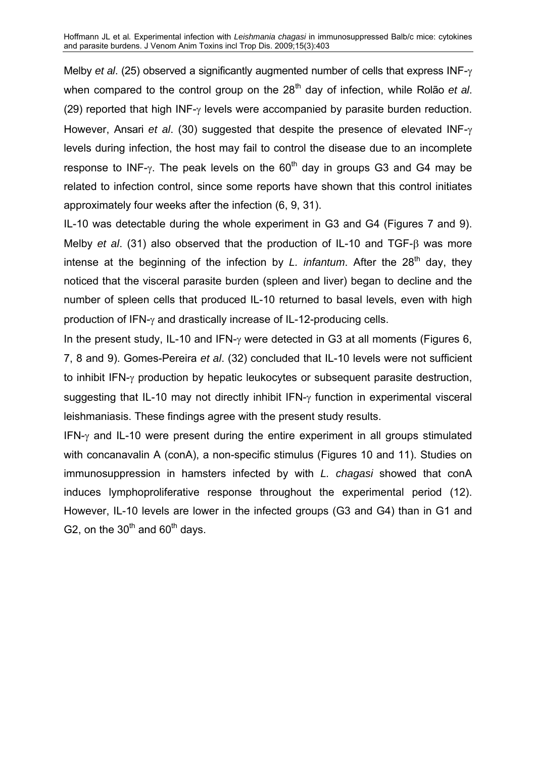Melby *et al*. (25) observed a significantly augmented number of cells that express INF-γ when compared to the control group on the 28th day of infection, while Rolão *et al*. (29) reported that high INF-γ levels were accompanied by parasite burden reduction. However, Ansari *et al*. (30) suggested that despite the presence of elevated INF-γ levels during infection, the host may fail to control the disease due to an incomplete response to INF-γ. The peak levels on the 60th day in groups G3 and G4 may be related to infection control, since some reports have shown that this control initiates approximately four weeks after the infection (6, 9, 31).

IL-10 was detectable during the whole experiment in G3 and G4 (Figures 7 and 9). Melby *et al*. (31) also observed that the production of IL-10 and TGF-β was more intense at the beginning of the infection by *L. infantum*. After the 28th day, they noticed that the visceral parasite burden (spleen and liver) began to decline and the number of spleen cells that produced IL-10 returned to basal levels, even with high production of IFN-γ and drastically increase of IL-12-producing cells.

In the present study, IL-10 and IFN-γ were detected in G3 at all moments (Figures 6, 7, 8 and 9). Gomes-Pereira *et al*. (32) concluded that IL-10 levels were not sufficient to inhibit IFN-γ production by hepatic leukocytes or subsequent parasite destruction, suggesting that IL-10 may not directly inhibit IFN-γ function in experimental visceral leishmaniasis. These findings agree with the present study results.

IFN-γ and IL-10 were present during the entire experiment in all groups stimulated with concanavalin A (conA), a non-specific stimulus (Figures 10 and 11). Studies on immunosuppression in hamsters infected by with *L. chagasi* showed that conA induces lymphoproliferative response throughout the experimental period (12). However, IL-10 levels are lower in the infected groups (G3 and G4) than in G1 and G2, on the 30th and 60th days.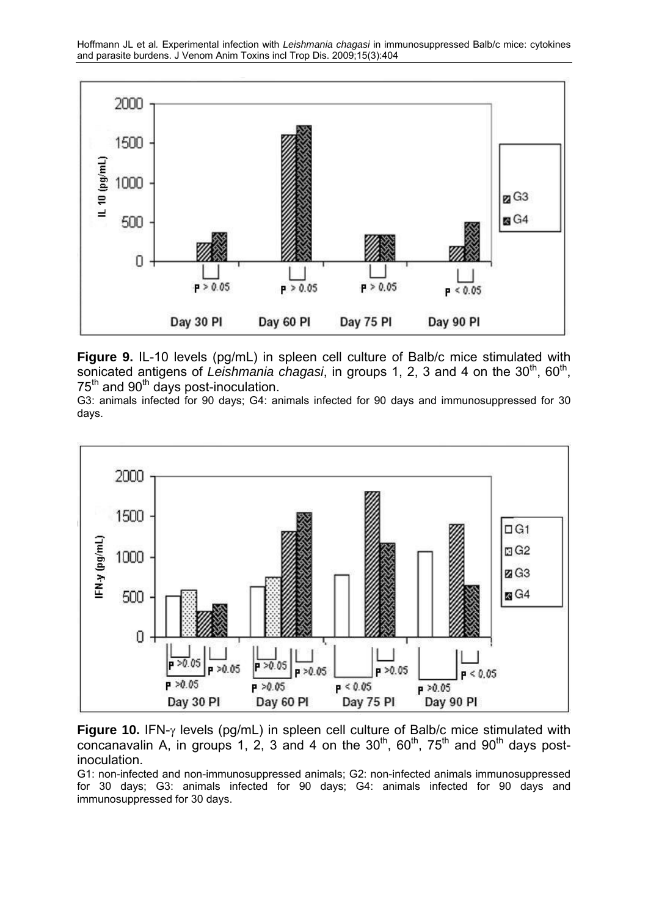**Figure 9.** IL-10 levels (pg/mL) in spleen cell culture of Balb/c mice stimulated with sonicated antigens of *Leishmania chagasi*, in groups 1, 2, 3 and 4 on the 30th, 60th, 75th and 90th days post-inoculation.

G3: animals infected for 90 days; G4: animals infected for 90 days and immunosuppressed for 30 days.

**Figure 10.** IFN-γ levels (pg/mL) in spleen cell culture of Balb/c mice stimulated with concanavalin A, in groups 1, 2, 3 and 4 on the 30th, 60th, 75th and 90th days post-inoculation.

G1: non-infected and non-immunosuppressed animals; G2: non-infected animals immunosuppressed for 30 days; G3: animals infected for 90 days; G4: animals infected for 90 days and immunosuppressed for 30 days.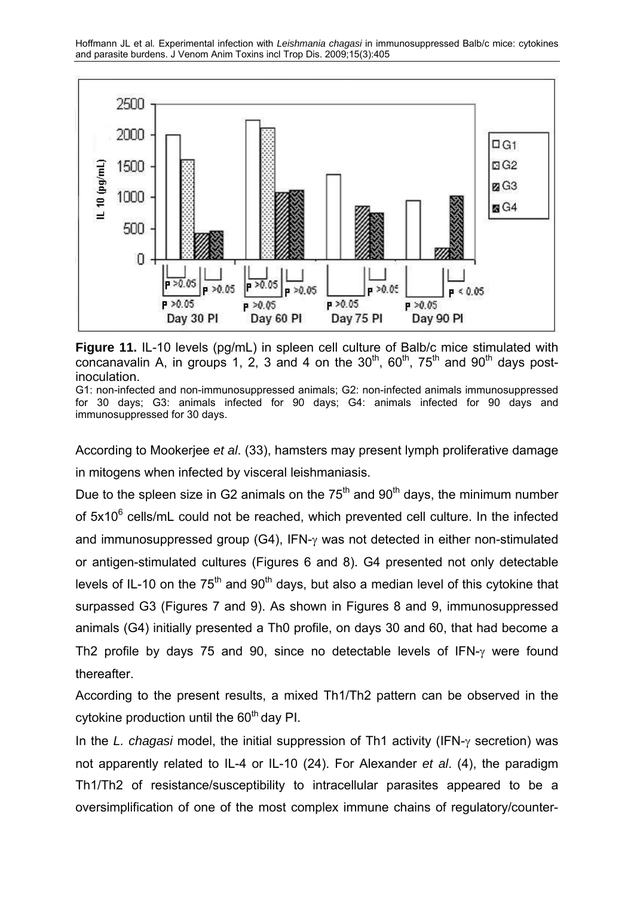**Figure 11.** IL-10 levels (pg/mL) in spleen cell culture of Balb/c mice stimulated with concanavalin A, in groups 1, 2, 3 and 4 on the 30[th], 60[th], 75[th] and 90[th] days post-inoculation.

G1: non-infected and non-immunosuppressed animals; G2: non-infected animals immunosuppressed for 30 days; G3: animals infected for 90 days; G4: animals infected for 90 days and immunosuppressed for 30 days.

According to Mookerjee *et al*. (33), hamsters may present lymph proliferative damage in mitogens when infected by visceral leishmaniasis.

Due to the spleen size in G2 animals on the 75[th] and 90[th] days, the minimum number of $5x10^6$ cells/mL could not be reached, which prevented cell culture. In the infected and immunosuppressed group (G4), IFN-$\gamma$ was not detected in either non-stimulated or antigen-stimulated cultures (Figures 6 and 8). G4 presented not only detectable levels of IL-10 on the 75[th] and 90[th] days, but also a median level of this cytokine that surpassed G3 (Figures 7 and 9). As shown in Figures 8 and 9, immunosuppressed animals (G4) initially presented a Th0 profile, on days 30 and 60, that had become a Th2 profile by days 75 and 90, since no detectable levels of IFN-$\gamma$ were found thereafter.

According to the present results, a mixed Th1/Th2 pattern can be observed in the cytokine production until the 60[th] day PI.

In the *L. chagasi* model, the initial suppression of Th1 activity (IFN-$\gamma$ secretion) was not apparently related to IL-4 or IL-10 (24). For Alexander *et al*. (4), the paradigm Th1/Th2 of resistance/susceptibility to intracellular parasites appeared to be a oversimplification of one of the most complex immune chains of regulatory/counter-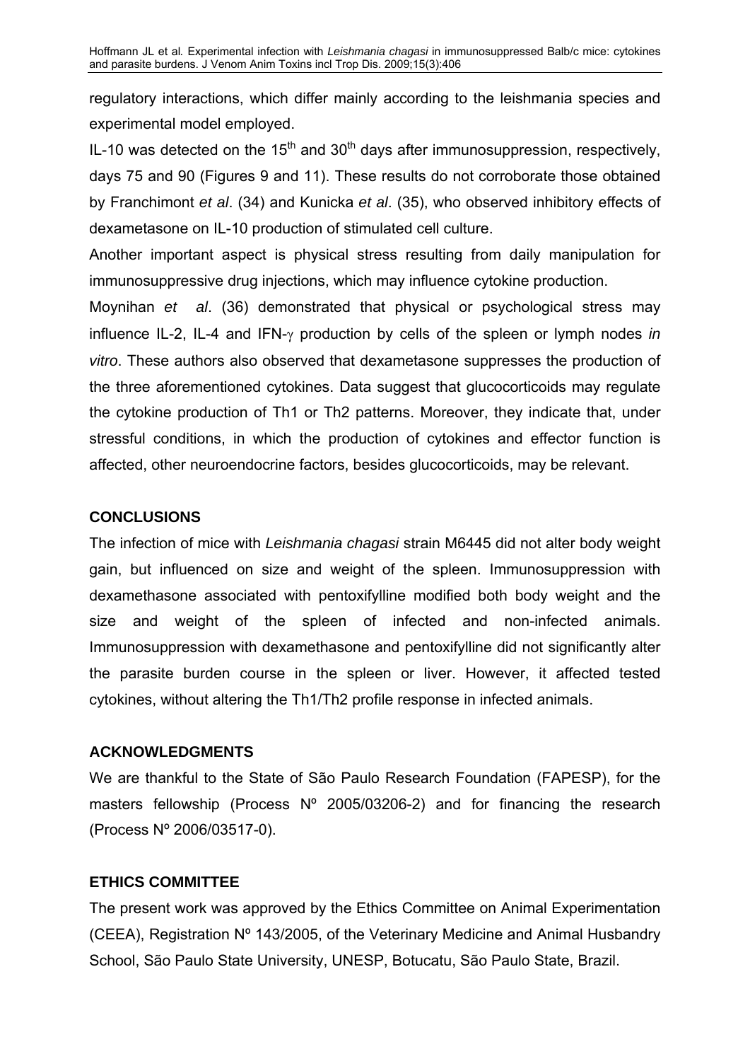regulatory interactions, which differ mainly according to the leishmania species and experimental model employed.

IL-10 was detected on the 15th and 30th days after immunosuppression, respectively, days 75 and 90 (Figures 9 and 11). These results do not corroborate those obtained by Franchimont *et al*. (34) and Kunicka *et al*. (35), who observed inhibitory effects of dexametasone on IL-10 production of stimulated cell culture.

Another important aspect is physical stress resulting from daily manipulation for immunosuppressive drug injections, which may influence cytokine production.

Moynihan *et al*. (36) demonstrated that physical or psychological stress may influence IL-2, IL-4 and IFN-$\gamma$ production by cells of the spleen or lymph nodes *in vitro*. These authors also observed that dexametasone suppresses the production of the three aforementioned cytokines. Data suggest that glucocorticoids may regulate the cytokine production of Th1 or Th2 patterns. Moreover, they indicate that, under stressful conditions, in which the production of cytokines and effector function is affected, other neuroendocrine factors, besides glucocorticoids, may be relevant.

## CONCLUSIONS

The infection of mice with *Leishmania chagasi* strain M6445 did not alter body weight gain, but influenced on size and weight of the spleen. Immunosuppression with dexamethasone associated with pentoxifylline modified both body weight and the size and weight of the spleen of infected and non-infected animals. Immunosuppression with dexamethasone and pentoxifylline did not significantly alter the parasite burden course in the spleen or liver. However, it affected tested cytokines, without altering the Th1/Th2 profile response in infected animals.

## ACKNOWLEDGMENTS

We are thankful to the State of São Paulo Research Foundation (FAPESP), for the masters fellowship (Process Nº 2005/03206-2) and for financing the research (Process Nº 2006/03517-0).

## ETHICS COMMITTEE

The present work was approved by the Ethics Committee on Animal Experimentation (CEEA), Registration Nº 143/2005, of the Veterinary Medicine and Animal Husbandry School, São Paulo State University, UNESP, Botucatu, São Paulo State, Brazil.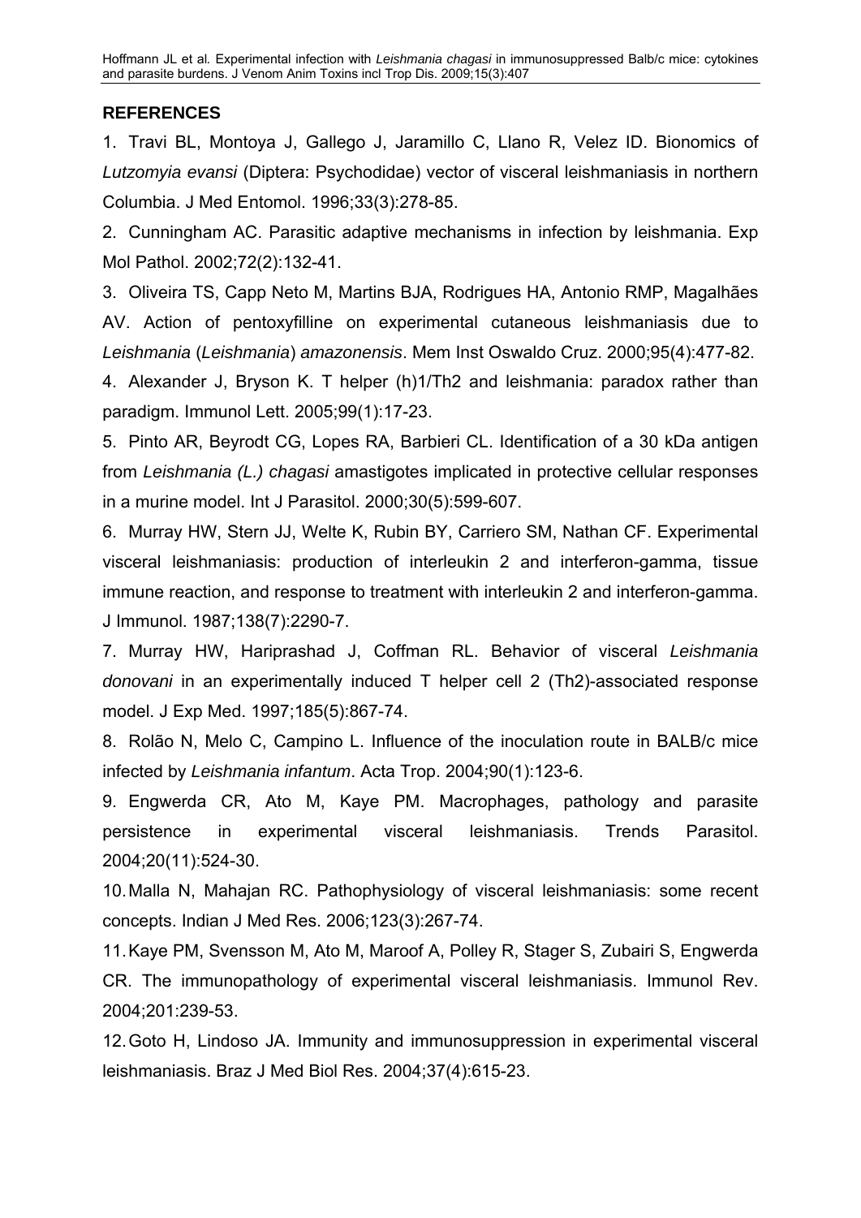## REFERENCES

1. Travi BL, Montoya J, Gallego J, Jaramillo C, Llano R, Velez ID. Bionomics of *Lutzomyia evansi* (Diptera: Psychodidae) vector of visceral leishmaniasis in northern Columbia. J Med Entomol. 1996;33(3):278-85.

2. Cunningham AC. Parasitic adaptive mechanisms in infection by leishmania. Exp Mol Pathol. 2002;72(2):132-41.

3. Oliveira TS, Capp Neto M, Martins BJA, Rodrigues HA, Antonio RMP, Magalhães AV. Action of pentoxyfilline on experimental cutaneous leishmaniasis due to *Leishmania* (*Leishmania*) *amazonensis*. Mem Inst Oswaldo Cruz. 2000;95(4):477-82.

4. Alexander J, Bryson K. T helper (h)1/Th2 and leishmania: paradox rather than paradigm. Immunol Lett. 2005;99(1):17-23.

5. Pinto AR, Beyrodt CG, Lopes RA, Barbieri CL. Identification of a 30 kDa antigen from *Leishmania (L.) chagasi* amastigotes implicated in protective cellular responses in a murine model. Int J Parasitol. 2000;30(5):599-607.

6. Murray HW, Stern JJ, Welte K, Rubin BY, Carriero SM, Nathan CF. Experimental visceral leishmaniasis: production of interleukin 2 and interferon-gamma, tissue immune reaction, and response to treatment with interleukin 2 and interferon-gamma. J Immunol. 1987;138(7):2290-7.

7. Murray HW, Hariprashad J, Coffman RL. Behavior of visceral *Leishmania donovani* in an experimentally induced T helper cell 2 (Th2)-associated response model. J Exp Med. 1997;185(5):867-74.

8. Rolão N, Melo C, Campino L. Influence of the inoculation route in BALB/c mice infected by *Leishmania infantum*. Acta Trop. 2004;90(1):123-6.

9. Engwerda CR, Ato M, Kaye PM. Macrophages, pathology and parasite persistence in experimental visceral leishmaniasis. Trends Parasitol. 2004;20(11):524-30.

10. Malla N, Mahajan RC. Pathophysiology of visceral leishmaniasis: some recent concepts. Indian J Med Res. 2006;123(3):267-74.

11. Kaye PM, Svensson M, Ato M, Maroof A, Polley R, Stager S, Zubairi S, Engwerda CR. The immunopathology of experimental visceral leishmaniasis. Immunol Rev. 2004;201:239-53.

12. Goto H, Lindoso JA. Immunity and immunosuppression in experimental visceral leishmaniasis. Braz J Med Biol Res. 2004;37(4):615-23.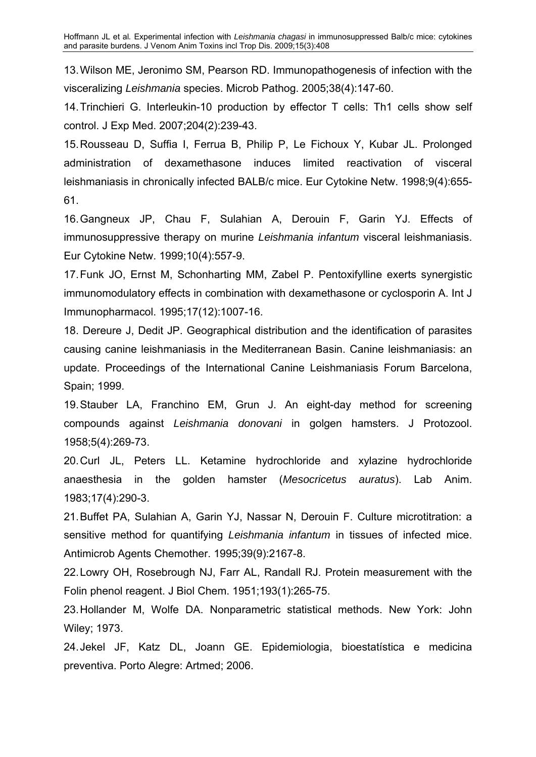13. Wilson ME, Jeronimo SM, Pearson RD. Immunopathogenesis of infection with the visceralizing *Leishmania* species. Microb Pathog. 2005;38(4):147-60.

14. Trinchieri G. Interleukin-10 production by effector T cells: Th1 cells show self control. J Exp Med. 2007;204(2):239-43.

15. Rousseau D, Suffia I, Ferrua B, Philip P, Le Fichoux Y, Kubar JL. Prolonged administration of dexamethasone induces limited reactivation of visceral leishmaniasis in chronically infected BALB/c mice. Eur Cytokine Netw. 1998;9(4):655-61.

16. Gangneux JP, Chau F, Sulahian A, Derouin F, Garin YJ. Effects of immunosuppressive therapy on murine *Leishmania infantum* visceral leishmaniasis. Eur Cytokine Netw. 1999;10(4):557-9.

17. Funk JO, Ernst M, Schonharting MM, Zabel P. Pentoxifylline exerts synergistic immunomodulatory effects in combination with dexamethasone or cyclosporin A. Int J Immunopharmacol. 1995;17(12):1007-16.

18. Dereure J, Dedit JP. Geographical distribution and the identification of parasites causing canine leishmaniasis in the Mediterranean Basin. Canine leishmaniasis: an update. Proceedings of the International Canine Leishmaniasis Forum Barcelona, Spain; 1999.

19. Stauber LA, Franchino EM, Grun J. An eight-day method for screening compounds against *Leishmania donovani* in golgen hamsters. J Protozool. 1958;5(4):269-73.

20. Curl JL, Peters LL. Ketamine hydrochloride and xylazine hydrochloride anaesthesia in the golden hamster (*Mesocricetus auratus*). Lab Anim. 1983;17(4):290-3.

21. Buffet PA, Sulahian A, Garin YJ, Nassar N, Derouin F. Culture microtitration: a sensitive method for quantifying *Leishmania infantum* in tissues of infected mice. Antimicrob Agents Chemother. 1995;39(9):2167-8.

22. Lowry OH, Rosebrough NJ, Farr AL, Randall RJ. Protein measurement with the Folin phenol reagent. J Biol Chem. 1951;193(1):265-75.

23. Hollander M, Wolfe DA. Nonparametric statistical methods. New York: John Wiley; 1973.

24. Jekel JF, Katz DL, Joann GE. Epidemiologia, bioestatística e medicina preventiva. Porto Alegre: Artmed; 2006.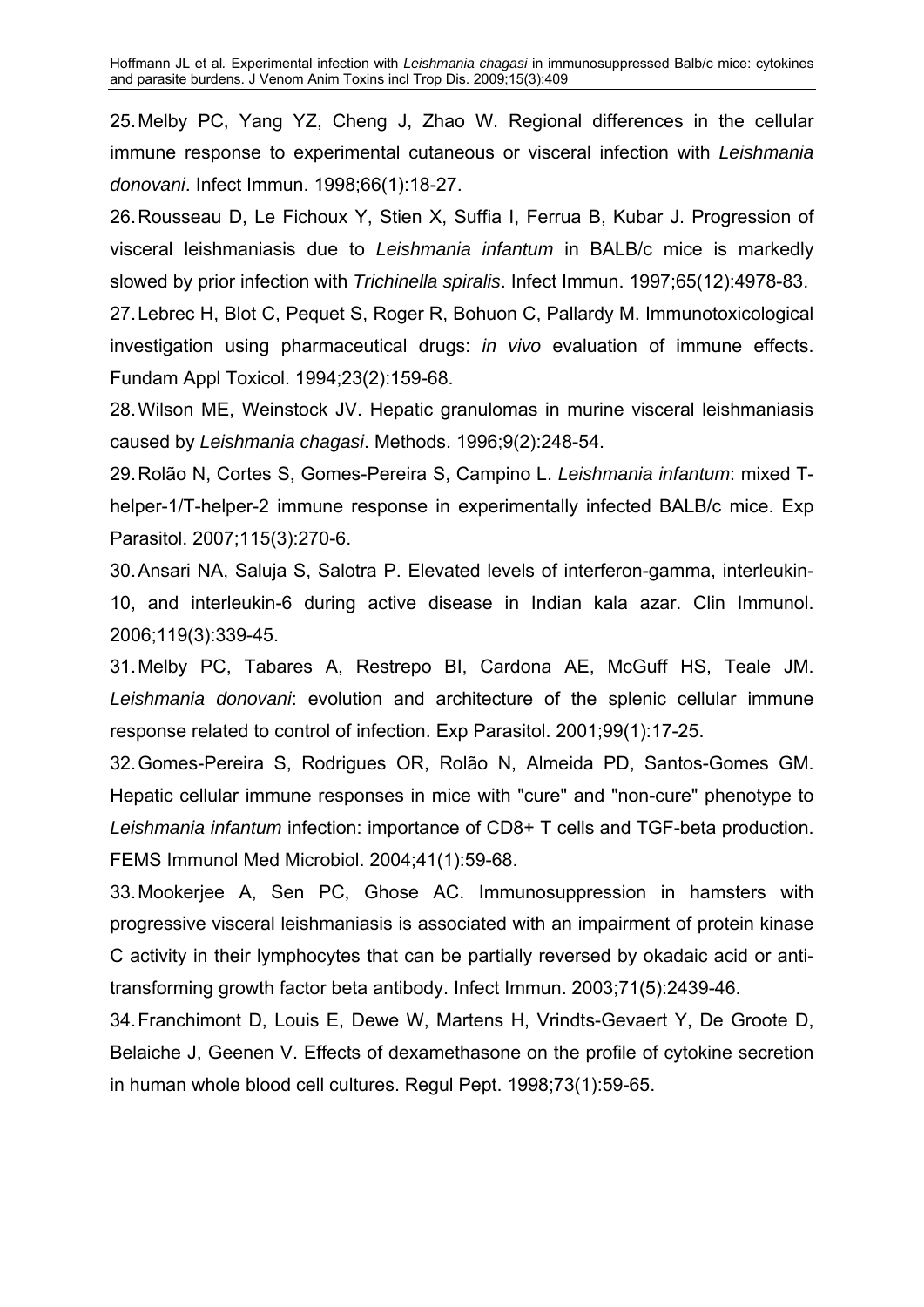25. Melby PC, Yang YZ, Cheng J, Zhao W. Regional differences in the cellular immune response to experimental cutaneous or visceral infection with *Leishmania donovani*. Infect Immun. 1998;66(1):18-27.

26. Rousseau D, Le Fichoux Y, Stien X, Suffia I, Ferrua B, Kubar J. Progression of visceral leishmaniasis due to *Leishmania infantum* in BALB/c mice is markedly slowed by prior infection with *Trichinella spiralis*. Infect Immun. 1997;65(12):4978-83.

27. Lebrec H, Blot C, Pequet S, Roger R, Bohuon C, Pallardy M. Immunotoxicological investigation using pharmaceutical drugs: *in vivo* evaluation of immune effects. Fundam Appl Toxicol. 1994;23(2):159-68.

28. Wilson ME, Weinstock JV. Hepatic granulomas in murine visceral leishmaniasis caused by *Leishmania chagasi*. Methods. 1996;9(2):248-54.

29. Rolão N, Cortes S, Gomes-Pereira S, Campino L. *Leishmania infantum*: mixed T-helper-1/T-helper-2 immune response in experimentally infected BALB/c mice. Exp Parasitol. 2007;115(3):270-6.

30. Ansari NA, Saluja S, Salotra P. Elevated levels of interferon-gamma, interleukin-10, and interleukin-6 during active disease in Indian kala azar. Clin Immunol. 2006;119(3):339-45.

31. Melby PC, Tabares A, Restrepo BI, Cardona AE, McGuff HS, Teale JM. *Leishmania donovani*: evolution and architecture of the splenic cellular immune response related to control of infection. Exp Parasitol. 2001;99(1):17-25.

32. Gomes-Pereira S, Rodrigues OR, Rolão N, Almeida PD, Santos-Gomes GM. Hepatic cellular immune responses in mice with "cure" and "non-cure" phenotype to *Leishmania infantum* infection: importance of CD8+ T cells and TGF-beta production. FEMS Immunol Med Microbiol. 2004;41(1):59-68.

33. Mookerjee A, Sen PC, Ghose AC. Immunosuppression in hamsters with progressive visceral leishmaniasis is associated with an impairment of protein kinase C activity in their lymphocytes that can be partially reversed by okadaic acid or anti-transforming growth factor beta antibody. Infect Immun. 2003;71(5):2439-46.

34. Franchimont D, Louis E, Dewe W, Martens H, Vrindts-Gevaert Y, De Groote D, Belaiche J, Geenen V. Effects of dexamethasone on the profile of cytokine secretion in human whole blood cell cultures. Regul Pept. 1998;73(1):59-65.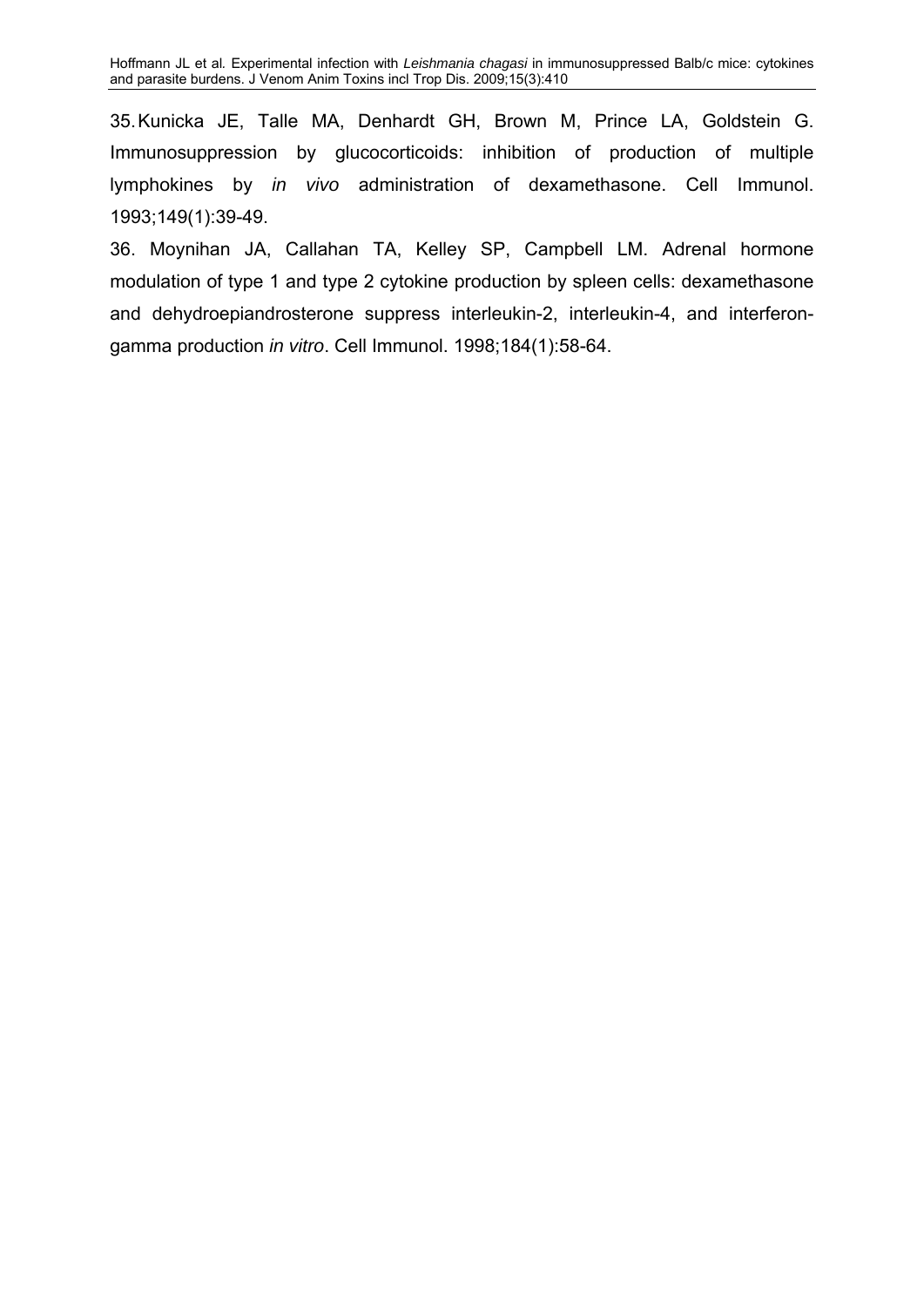35. Kunicka JE, Talle MA, Denhardt GH, Brown M, Prince LA, Goldstein G. Immunosuppression by glucocorticoids: inhibition of production of multiple lymphokines by *in vivo* administration of dexamethasone. Cell Immunol. 1993;149(1):39-49.

36. Moynihan JA, Callahan TA, Kelley SP, Campbell LM. Adrenal hormone modulation of type 1 and type 2 cytokine production by spleen cells: dexamethasone and dehydroepiandrosterone suppress interleukin-2, interleukin-4, and interferon-gamma production *in vitro*. Cell Immunol. 1998;184(1):58-64.